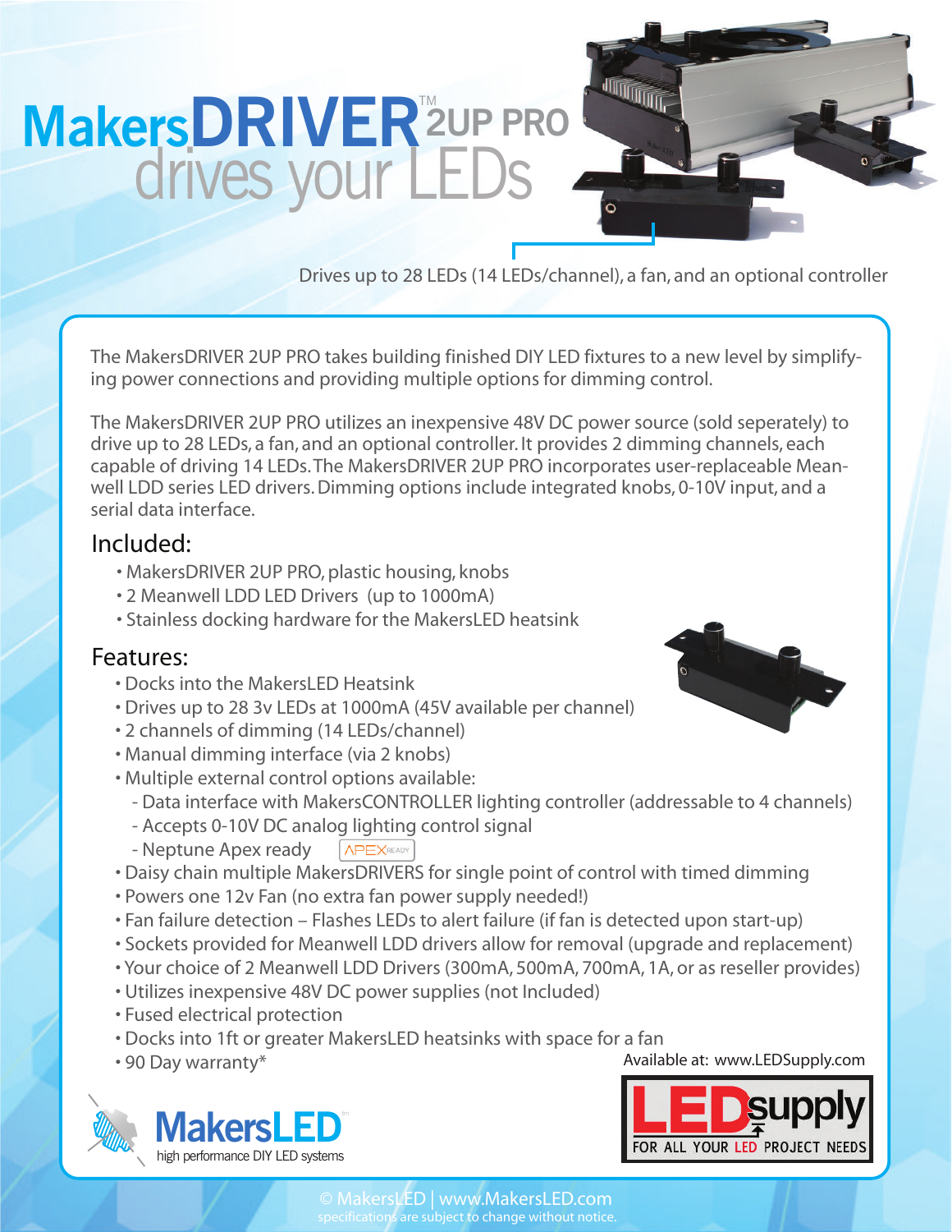# MakersDRIVER™ 2UP PRO

## drives your LEDs

Drives up to 28 LEDs (14 LEDs/channel), a fan, and an optional controller

The MakersDRIVER 2UP PRO takes building finished DIY LED fixtures to a new level by simplifying power connections and providing multiple options for dimming control.

The MakersDRIVER 2UP PRO utilizes an inexpensive 48V DC power source (sold seperately) to drive up to 28 LEDs, a fan, and an optional controller. It provides 2 dimming channels, each capable of driving 14 LEDs. The MakersDRIVER 2UP PRO incorporates user-replaceable Meanwell LDD series LED drivers. Dimming options include integrated knobs, 0-10V input, and a serial data interface.

## Included:

- MakersDRIVER 2UP PRO, plastic housing, knobs
- 2 Meanwell LDD LED Drivers (up to 1000mA)
- Stainless docking hardware for the MakersLED heatsink

## Features:

- Docks into the MakersLED Heatsink
- Drives up to 28 3v LEDs at 1000mA (45V available per channel)
- 2 channels of dimming (14 LEDs/channel)
- Manual dimming interface (via 2 knobs)
- Multiple external control options available:
  - Data interface with MakersCONTROLLER lighting controller (addressable to 4 channels)
  - Accepts 0-10V DC analog lighting control signal
  - Neptune Apex ready APEX READY
- Daisy chain multiple MakersDRIVERS for single point of control with timed dimming
- Powers one 12v Fan (no extra fan power supply needed!)
- Fan failure detection – Flashes LEDs to alert failure (if fan is detected upon start-up)
- Sockets provided for Meanwell LDD drivers allow for removal (upgrade and replacement)
- Your choice of 2 Meanwell LDD Drivers (300mA, 500mA, 700mA, 1A, or as reseller provides)
- Utilizes inexpensive 48V DC power supplies (not Included)
- Fused electrical protection
- Docks into 1ft or greater MakersLED heatsinks with space for a fan
- 90 Day warranty*

Available at: www.LEDSupply.com

MakersLED — high performance DIY LED systems

LEDsupply — FOR ALL YOUR LED PROJECT NEEDS

© MakersLED | www.MakersLED.com
specifications are subject to change without notice.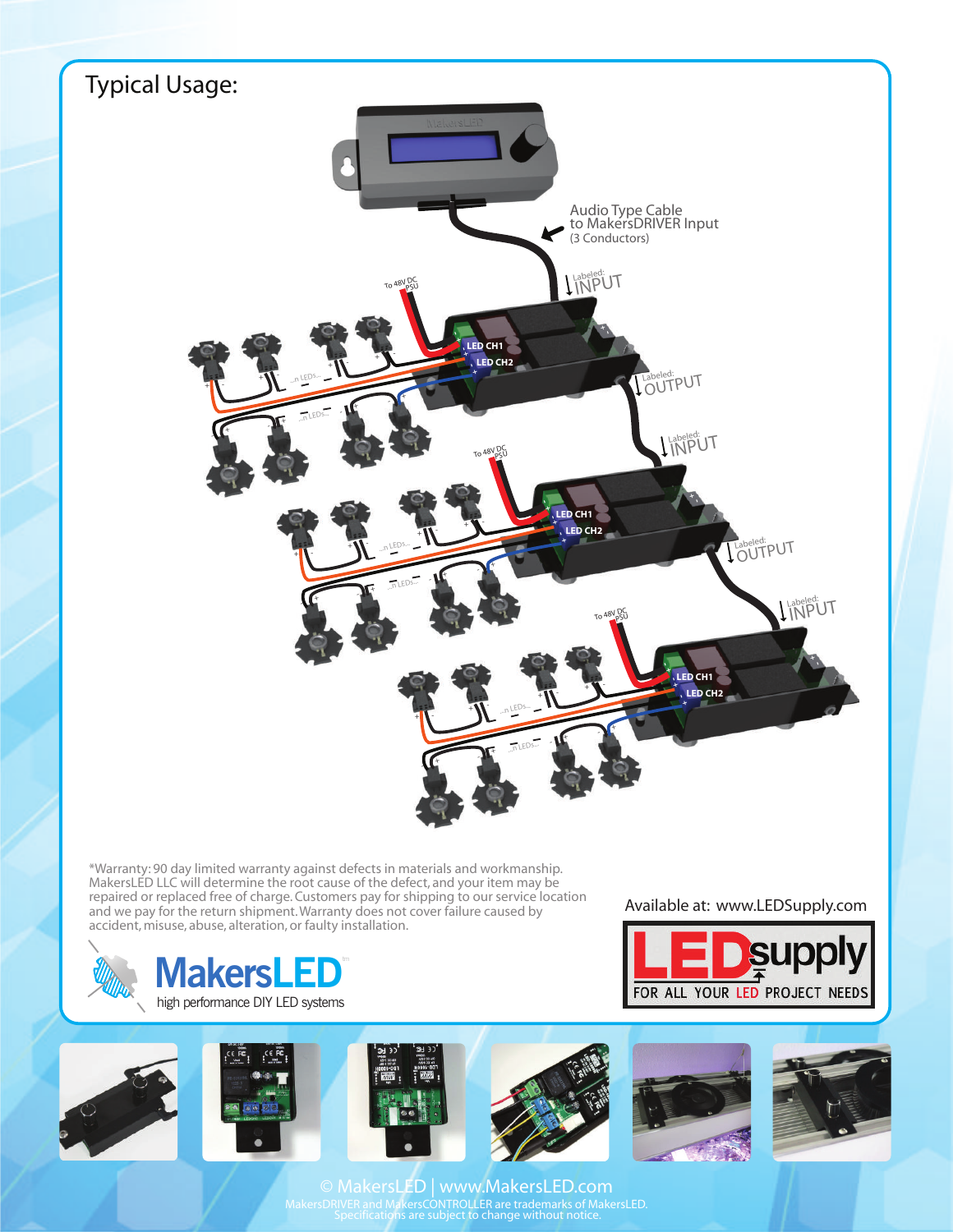## Typical Usage:

Audio Type Cable
to MakersDRIVER Input
(3 Conductors)

Labeled: INPUT

To 48V DC PSU

LED CH1
LED CH2

...n LEDs...

Labeled: OUTPUT

*Warranty: 90 day limited warranty against defects in materials and workmanship. MakersLED LLC will determine the root cause of the defect, and your item may be repaired or replaced free of charge. Customers pay for shipping to our service location and we pay for the return shipment. Warranty does not cover failure caused by accident, misuse, abuse, alteration, or faulty installation.

MakersLED
high performance DIY LED systems

Available at: www.LEDSupply.com

LEDsupply
FOR ALL YOUR LED PROJECT NEEDS

© MakersLED | www.MakersLED.com
MakersDRIVER and MakersCONTROLLER are trademarks of MakersLED.
Specifications are subject to change without notice.